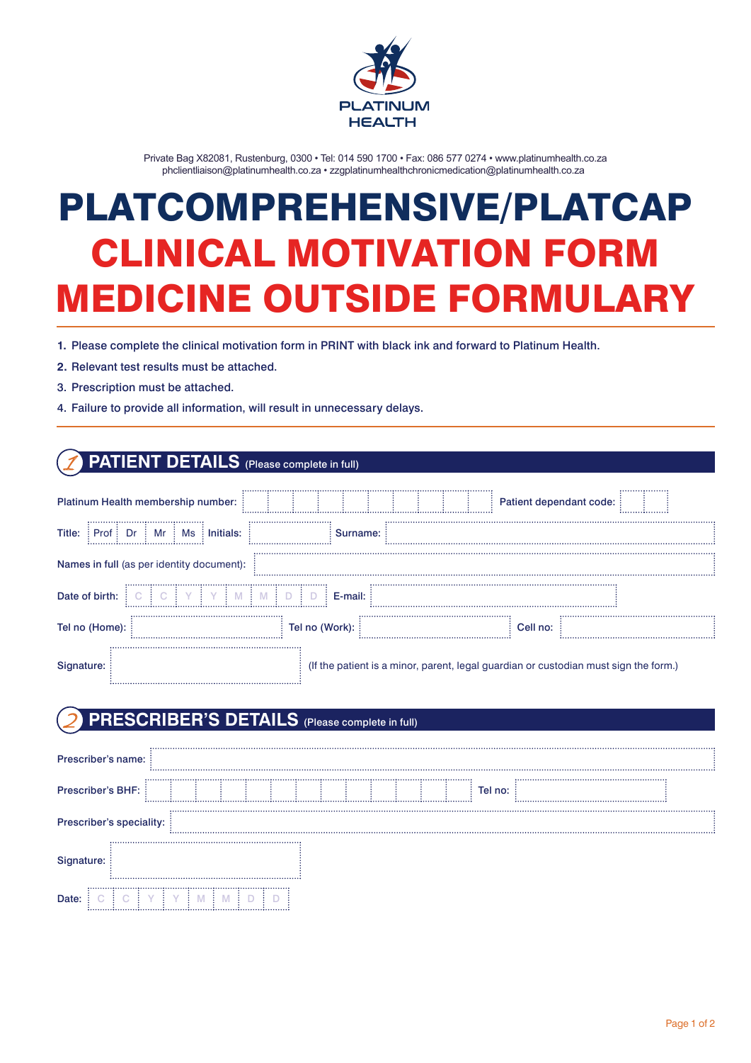PLATINUM HEALTH

Private Bag X82081, Rustenburg, 0300 • Tel: 014 590 1700 • Fax: 086 577 0274 • www.platinumhealth.co.za
phclientliaison@platinumhealth.co.za • zzgplatinumhealthchronicmedication@platinumhealth.co.za

# PLATCOMPREHENSIVE/PLATCAP
# CLINICAL MOTIVATION FORM MEDICINE OUTSIDE FORMULARY

1. Please complete the clinical motivation form in PRINT with black ink and forward to Platinum Health.
2. Relevant test results must be attached.
3. Prescription must be attached.
4. Failure to provide all information, will result in unnecessary delays.

## 1 PATIENT DETAILS (Please complete in full)

Platinum Health membership number: | | | | | | | | | | Patient dependant code: | |

Title: Prof | Dr | Mr | Ms Initials: \_\_\_\_\_ Surname: \_\_\_\_\_

Names in full (as per identity document): \_\_\_\_\_

Date of birth: C C Y Y M M D D E-mail: \_\_\_\_\_

Tel no (Home): \_\_\_\_\_ Tel no (Work): \_\_\_\_\_ Cell no: \_\_\_\_\_

Signature: \_\_\_\_\_ (If the patient is a minor, parent, legal guardian or custodian must sign the form.)

## 2 PRESCRIBER'S DETAILS (Please complete in full)

Prescriber's name: \_\_\_\_\_

Prescriber's BHF: | | | | | | | | | | | | | Tel no: \_\_\_\_\_

Prescriber's speciality: \_\_\_\_\_

Signature: \_\_\_\_\_

Date: C C Y Y M M D D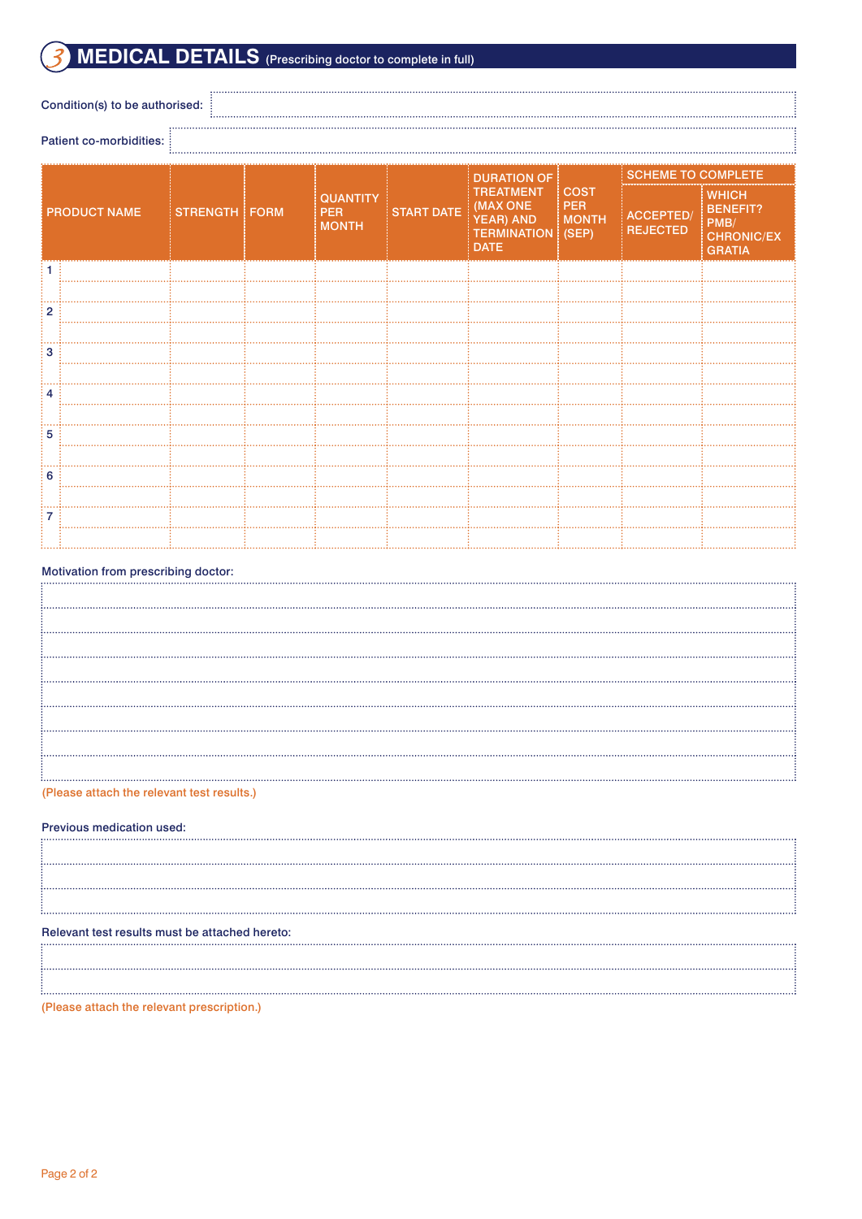## 3 MEDICAL DETAILS (Prescribing doctor to complete in full)

Condition(s) to be authorised:

Patient co-morbidities:

| | PRODUCT NAME | STRENGTH | FORM | QUANTITY PER MONTH | START DATE | DURATION OF TREATMENT (MAX ONE YEAR) AND TERMINATION DATE | COST PER MONTH (SEP) | SCHEME TO COMPLETE | |
|---|---|---|---|---|---|---|---|---|---|
| | | | | | | | | ACCEPTED/ REJECTED | WHICH BENEFIT? PMB/ CHRONIC/EX GRATIA |
| 1 | | | | | | | | | |
| | | | | | | | | | |
| 2 | | | | | | | | | |
| | | | | | | | | | |
| 3 | | | | | | | | | |
| | | | | | | | | | |
| 4 | | | | | | | | | |
| | | | | | | | | | |
| 5 | | | | | | | | | |
| | | | | | | | | | |
| 6 | | | | | | | | | |
| | | | | | | | | | |
| 7 | | | | | | | | | |
| | | | | | | | | | |

Motivation from prescribing doctor:

(Please attach the relevant test results.)

Previous medication used:

Relevant test results must be attached hereto:

(Please attach the relevant prescription.)